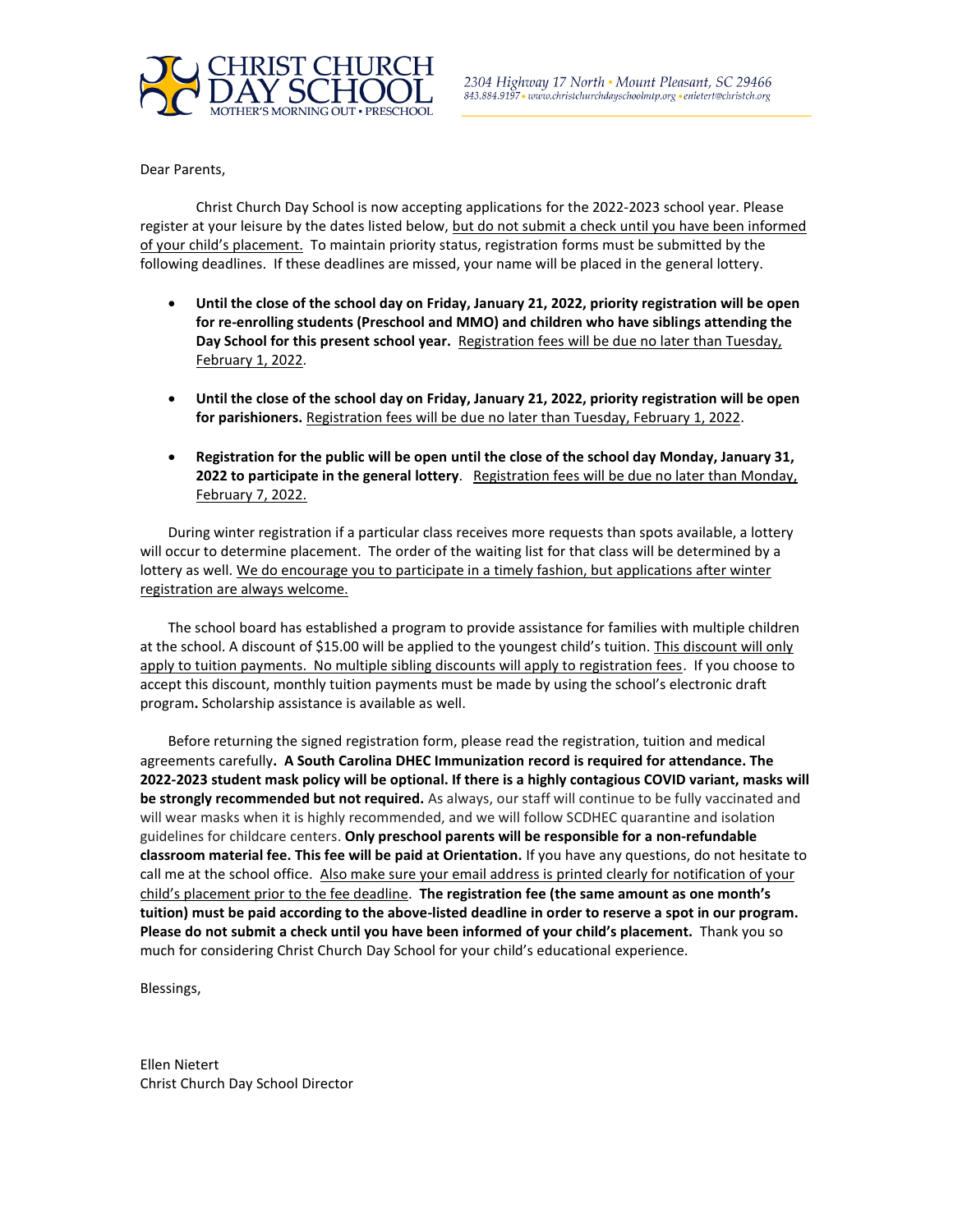CHRIST CHURCH DAY SCHOOL
MOTHER'S MORNING OUT • PRESCHOOL

2304 Highway 17 North • Mount Pleasant, SC 29466
843.884.9197 • www.christchurchdayschoolmtp.org • enietert@christch.org

Dear Parents,

Christ Church Day School is now accepting applications for the 2022-2023 school year. Please register at your leisure by the dates listed below, but do not submit a check until you have been informed of your child's placement. To maintain priority status, registration forms must be submitted by the following deadlines. If these deadlines are missed, your name will be placed in the general lottery.

- **Until the close of the school day on Friday, January 21, 2022, priority registration will be open for re-enrolling students (Preschool and MMO) and children who have siblings attending the Day School for this present school year.** Registration fees will be due no later than Tuesday, February 1, 2022.
- **Until the close of the school day on Friday, January 21, 2022, priority registration will be open for parishioners.** Registration fees will be due no later than Tuesday, February 1, 2022.
- **Registration for the public will be open until the close of the school day Monday, January 31, 2022 to participate in the general lottery**. Registration fees will be due no later than Monday, February 7, 2022.

During winter registration if a particular class receives more requests than spots available, a lottery will occur to determine placement. The order of the waiting list for that class will be determined by a lottery as well. We do encourage you to participate in a timely fashion, but applications after winter registration are always welcome.

The school board has established a program to provide assistance for families with multiple children at the school. A discount of $15.00 will be applied to the youngest child's tuition. This discount will only apply to tuition payments. No multiple sibling discounts will apply to registration fees. If you choose to accept this discount, monthly tuition payments must be made by using the school's electronic draft program**.** Scholarship assistance is available as well.

Before returning the signed registration form, please read the registration, tuition and medical agreements carefully**. A South Carolina DHEC Immunization record is required for attendance. The 2022-2023 student mask policy will be optional. If there is a highly contagious COVID variant, masks will be strongly recommended but not required.** As always, our staff will continue to be fully vaccinated and will wear masks when it is highly recommended, and we will follow SCDHEC quarantine and isolation guidelines for childcare centers. **Only preschool parents will be responsible for a non-refundable classroom material fee. This fee will be paid at Orientation.** If you have any questions, do not hesitate to call me at the school office. Also make sure your email address is printed clearly for notification of your child's placement prior to the fee deadline. **The registration fee (the same amount as one month's tuition) must be paid according to the above-listed deadline in order to reserve a spot in our program. Please do not submit a check until you have been informed of your child's placement.** Thank you so much for considering Christ Church Day School for your child's educational experience.

Blessings,

Ellen Nietert
Christ Church Day School Director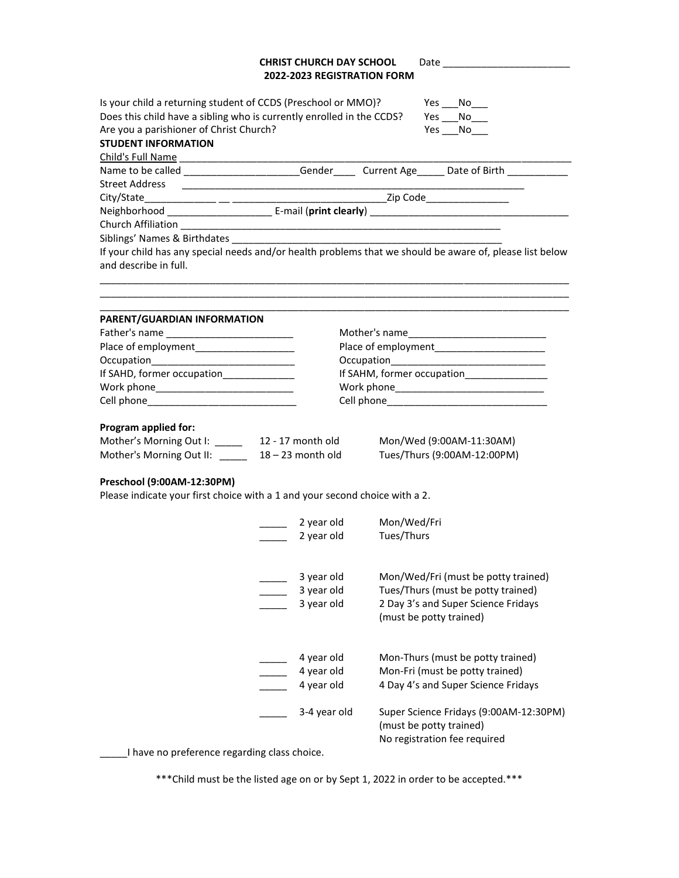**CHRIST CHURCH DAY SCHOOL** Date ________________________
**2022-2023 REGISTRATION FORM**

Is your child a returning student of CCDS (Preschool or MMO)? Yes ___No___
Does this child have a sibling who is currently enrolled in the CCDS? Yes ___No___
Are you a parishioner of Christ Church? Yes ___No___

**STUDENT INFORMATION**

Child's Full Name ______________________________________________________________________________
Name to be called _____________________Gender____ Current Age_____ Date of Birth ___________
Street Address ________________________________________________________________
City/State_____________ __ ____________________________Zip Code_______________
Neighborhood ___________________ E-mail (**print clearly**) _____________________________________
Church Affiliation _________________________________________________________
Siblings' Names & Birthdates __________________________________________________

If your child has any special needs and/or health problems that we should be aware of, please list below and describe in full.

__________________________________________________________________________________________
__________________________________________________________________________________________
__________________________________________________________________________________________

**PARENT/GUARDIAN INFORMATION**

Father's name _______________________
Place of employment__________________
Occupation__________________________
If SAHD, former occupation_____________
Work phone_________________________
Cell phone___________________________

Mother's name_________________________
Place of employment____________________
Occupation____________________________
If SAHM, former occupation_______________
Work phone___________________________
Cell phone_____________________________

**Program applied for:**

| | | |
|---|---|---|
| Mother's Morning Out I: _____ | 12 - 17 month old | Mon/Wed (9:00AM-11:30AM) |
| Mother's Morning Out II: _____ | 18 – 23 month old | Tues/Thurs (9:00AM-12:00PM) |

**Preschool (9:00AM-12:30PM)**

Please indicate your first choice with a 1 and your second choice with a 2.

| | | |
|---|---|---|
| _____ | 2 year old | Mon/Wed/Fri |
| _____ | 2 year old | Tues/Thurs |
| _____ | 3 year old | Mon/Wed/Fri (must be potty trained) |
| _____ | 3 year old | Tues/Thurs (must be potty trained) |
| _____ | 3 year old | 2 Day 3's and Super Science Fridays (must be potty trained) |
| _____ | 4 year old | Mon-Thurs (must be potty trained) |
| _____ | 4 year old | Mon-Fri (must be potty trained) |
| _____ | 4 year old | 4 Day 4's and Super Science Fridays |
| _____ | 3-4 year old | Super Science Fridays (9:00AM-12:30PM) (must be potty trained) No registration fee required |

_____I have no preference regarding class choice.

***Child must be the listed age on or by Sept 1, 2022 in order to be accepted.***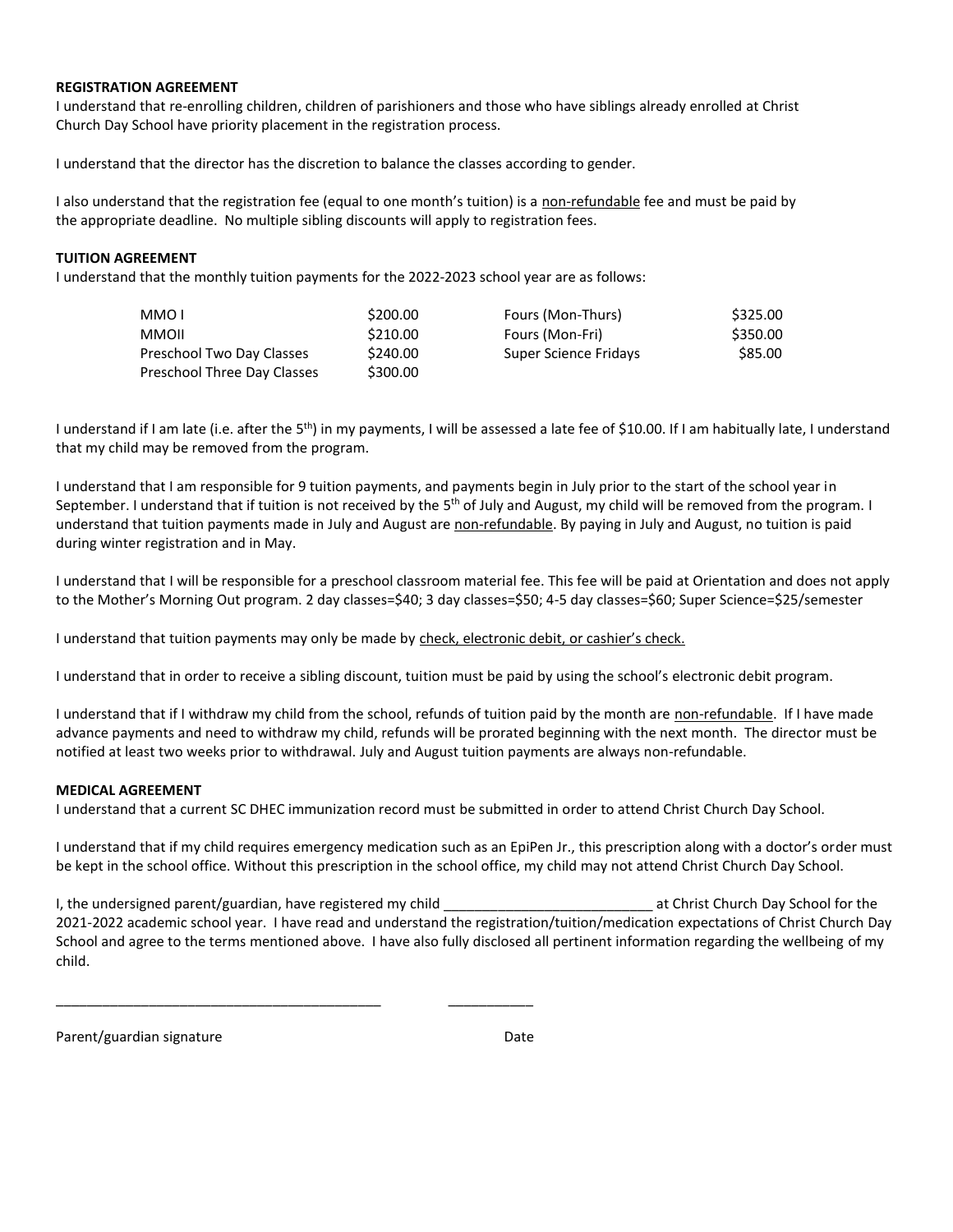**REGISTRATION AGREEMENT**

I understand that re-enrolling children, children of parishioners and those who have siblings already enrolled at Christ Church Day School have priority placement in the registration process.

I understand that the director has the discretion to balance the classes according to gender.

I also understand that the registration fee (equal to one month's tuition) is a non-refundable fee and must be paid by the appropriate deadline. No multiple sibling discounts will apply to registration fees.

**TUITION AGREEMENT**

I understand that the monthly tuition payments for the 2022-2023 school year are as follows:

| | | | |
|---|---|---|---|
| MMO I | $200.00 | Fours (Mon-Thurs) | $325.00 |
| MMOII | $210.00 | Fours (Mon-Fri) | $350.00 |
| Preschool Two Day Classes | $240.00 | Super Science Fridays | $85.00 |
| Preschool Three Day Classes | $300.00 | | |

I understand if I am late (i.e. after the 5th) in my payments, I will be assessed a late fee of $10.00. If I am habitually late, I understand that my child may be removed from the program.

I understand that I am responsible for 9 tuition payments, and payments begin in July prior to the start of the school year in September. I understand that if tuition is not received by the 5th of July and August, my child will be removed from the program. I understand that tuition payments made in July and August are non-refundable. By paying in July and August, no tuition is paid during winter registration and in May.

I understand that I will be responsible for a preschool classroom material fee. This fee will be paid at Orientation and does not apply to the Mother's Morning Out program. 2 day classes=$40; 3 day classes=$50; 4-5 day classes=$60; Super Science=$25/semester

I understand that tuition payments may only be made by check, electronic debit, or cashier's check.

I understand that in order to receive a sibling discount, tuition must be paid by using the school's electronic debit program.

I understand that if I withdraw my child from the school, refunds of tuition paid by the month are non-refundable. If I have made advance payments and need to withdraw my child, refunds will be prorated beginning with the next month. The director must be notified at least two weeks prior to withdrawal. July and August tuition payments are always non-refundable.

**MEDICAL AGREEMENT**

I understand that a current SC DHEC immunization record must be submitted in order to attend Christ Church Day School.

I understand that if my child requires emergency medication such as an EpiPen Jr., this prescription along with a doctor's order must be kept in the school office. Without this prescription in the school office, my child may not attend Christ Church Day School.

I, the undersigned parent/guardian, have registered my child ___________________________ at Christ Church Day School for the 2021-2022 academic school year. I have read and understand the registration/tuition/medication expectations of Christ Church Day School and agree to the terms mentioned above. I have also fully disclosed all pertinent information regarding the wellbeing of my child.

__________________________________________ ___________

Parent/guardian signature Date